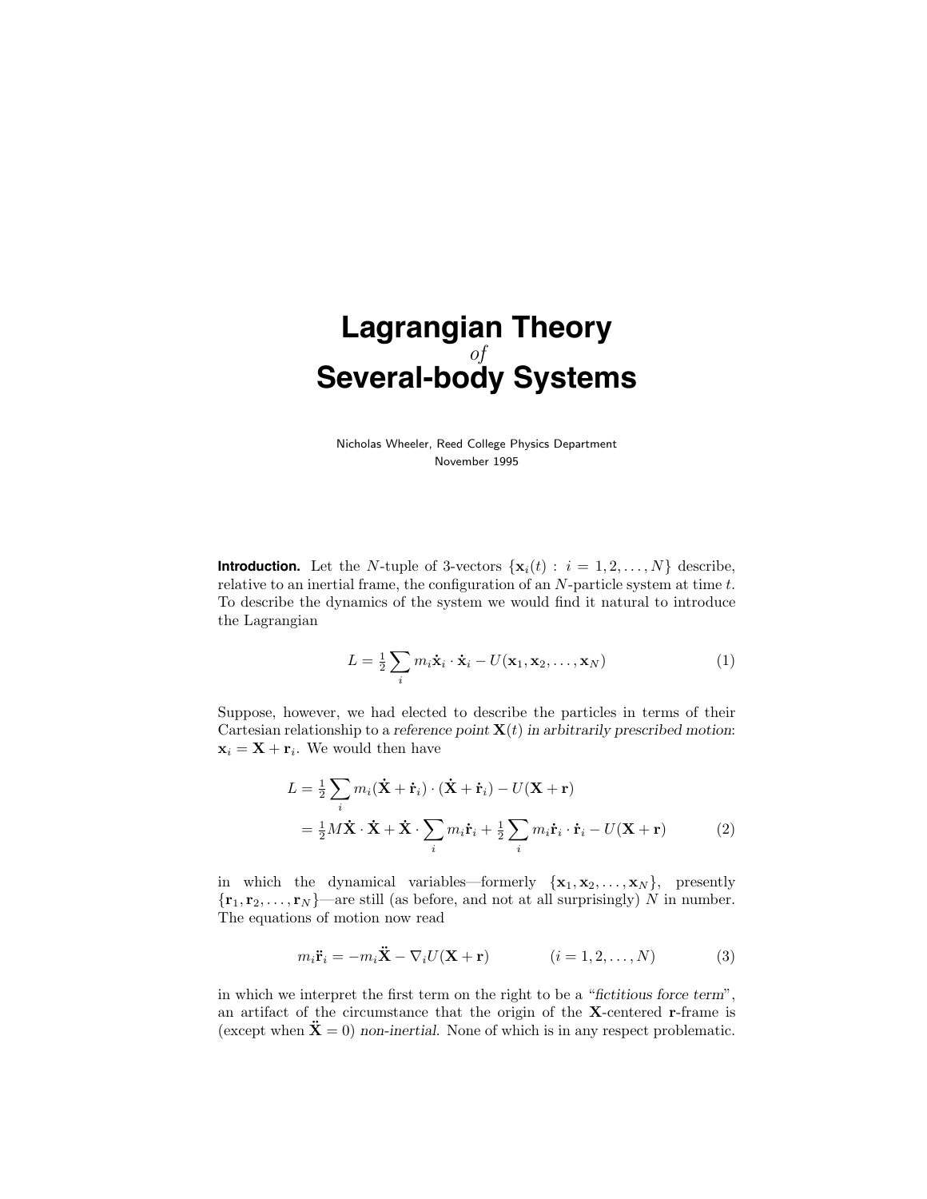# Lagrangian Theory
*of*
# Several-body Systems

Nicholas Wheeler, Reed College Physics Department
November 1995

**Introduction.** Let the $N$-tuple of 3-vectors $\{\mathbf{x}_i(t) : i = 1, 2, \ldots, N\}$ describe, relative to an inertial frame, the configuration of an $N$-particle system at time $t$. To describe the dynamics of the system we would find it natural to introduce the Lagrangian

$$L = \tfrac{1}{2}\sum_i m_i \dot{\mathbf{x}}_i \cdot \dot{\mathbf{x}}_i - U(\mathbf{x}_1, \mathbf{x}_2, \ldots, \mathbf{x}_N) \tag{1}$$

Suppose, however, we had elected to describe the particles in terms of their Cartesian relationship to a *reference point* $\mathbf{X}(t)$ *in arbitrarily prescribed motion*: $\mathbf{x}_i = \mathbf{X} + \mathbf{r}_i$. We would then have

$$\begin{aligned} L &= \tfrac{1}{2}\sum_i m_i (\dot{\mathbf{X}} + \dot{\mathbf{r}}_i) \cdot (\dot{\mathbf{X}} + \dot{\mathbf{r}}_i) - U(\mathbf{X} + \mathbf{r}) \\ &= \tfrac{1}{2} M \dot{\mathbf{X}} \cdot \dot{\mathbf{X}} + \dot{\mathbf{X}} \cdot \sum_i m_i \dot{\mathbf{r}}_i + \tfrac{1}{2}\sum_i m_i \dot{\mathbf{r}}_i \cdot \dot{\mathbf{r}}_i - U(\mathbf{X} + \mathbf{r}) \end{aligned} \tag{2}$$

in which the dynamical variables—formerly $\{\mathbf{x}_1, \mathbf{x}_2, \ldots, \mathbf{x}_N\}$, presently $\{\mathbf{r}_1, \mathbf{r}_2, \ldots, \mathbf{r}_N\}$—are still (as before, and not at all surprisingly) $N$ in number. The equations of motion now read

$$m_i \ddot{\mathbf{r}}_i = -m_i \ddot{\mathbf{X}} - \nabla_i U(\mathbf{X} + \mathbf{r}) \qquad (i = 1, 2, \ldots, N) \tag{3}$$

in which we interpret the first term on the right to be a "*fictitious force term*", an artifact of the circumstance that the origin of the $\mathbf{X}$-centered $\mathbf{r}$-frame is (except when $\ddot{\mathbf{X}} = 0$) *non-inertial*. None of which is in any respect problematic.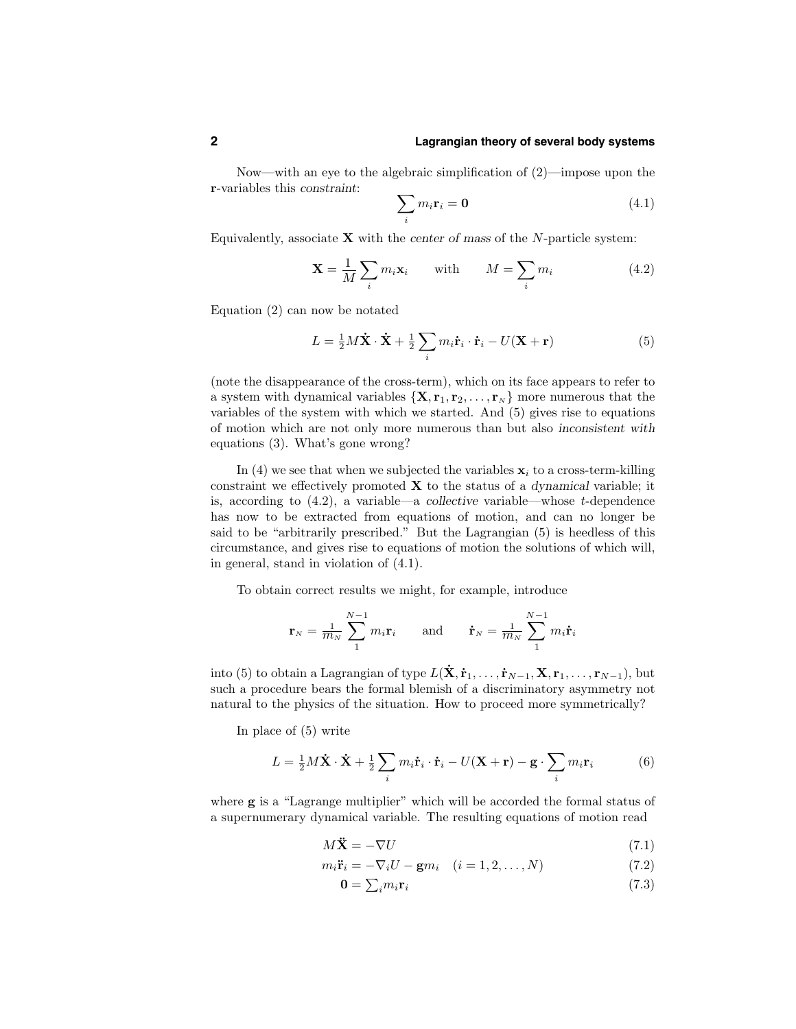Now—with an eye to the algebraic simplification of (2)—impose upon the **r**-variables this *constraint*:

$$\sum_i m_i \mathbf{r}_i = \mathbf{0} \tag{4.1}$$

Equivalently, associate $\mathbf{X}$ with the *center of mass* of the $N$-particle system:

$$\mathbf{X} = \frac{1}{M}\sum_i m_i \mathbf{x}_i \qquad \text{with} \qquad M = \sum_i m_i \tag{4.2}$$

Equation (2) can now be notated

$$L = \tfrac{1}{2}M\dot{\mathbf{X}}\cdot\dot{\mathbf{X}} + \tfrac{1}{2}\sum_i m_i \dot{\mathbf{r}}_i\cdot\dot{\mathbf{r}}_i - U(\mathbf{X}+\mathbf{r}) \tag{5}$$

(note the disappearance of the cross-term), which on its face appears to refer to a system with dynamical variables $\{\mathbf{X}, \mathbf{r}_1, \mathbf{r}_2, \ldots, \mathbf{r}_N\}$ more numerous that the variables of the system with which we started. And (5) gives rise to equations of motion which are not only more numerous than but also *inconsistent with* equations (3). What's gone wrong?

In (4) we see that when we subjected the variables $\mathbf{x}_i$ to a cross-term-killing constraint we effectively promoted $\mathbf{X}$ to the status of a *dynamical* variable; it is, according to (4.2), a variable—a *collective* variable—whose $t$-dependence has now to be extracted from equations of motion, and can no longer be said to be "arbitrarily prescribed." But the Lagrangian (5) is heedless of this circumstance, and gives rise to equations of motion the solutions of which will, in general, stand in violation of (4.1).

To obtain correct results we might, for example, introduce

$$\mathbf{r}_N = \tfrac{1}{m_N}\sum_1^{N-1} m_i \mathbf{r}_i \qquad \text{and} \qquad \dot{\mathbf{r}}_N = \tfrac{1}{m_N}\sum_1^{N-1} m_i \dot{\mathbf{r}}_i$$

into (5) to obtain a Lagrangian of type $L(\dot{\mathbf{X}}, \dot{\mathbf{r}}_1, \ldots, \dot{\mathbf{r}}_{N-1}, \mathbf{X}, \mathbf{r}_1, \ldots, \mathbf{r}_{N-1})$, but such a procedure bears the formal blemish of a discriminatory asymmetry not natural to the physics of the situation. How to proceed more symmetrically?

In place of (5) write

$$L = \tfrac{1}{2}M\dot{\mathbf{X}}\cdot\dot{\mathbf{X}} + \tfrac{1}{2}\sum_i m_i \dot{\mathbf{r}}_i\cdot\dot{\mathbf{r}}_i - U(\mathbf{X}+\mathbf{r}) - \mathbf{g}\cdot\sum_i m_i \mathbf{r}_i \tag{6}$$

where $\mathbf{g}$ is a "Lagrange multiplier" which will be accorded the formal status of a supernumerary dynamical variable. The resulting equations of motion read

$$M\ddot{\mathbf{X}} = -\nabla U \tag{7.1}$$

$$m_i \ddot{\mathbf{r}}_i = -\nabla_i U - \mathbf{g}m_i \quad (i = 1, 2, \ldots, N) \tag{7.2}$$

$$\mathbf{0} = \textstyle\sum_i m_i \mathbf{r}_i \tag{7.3}$$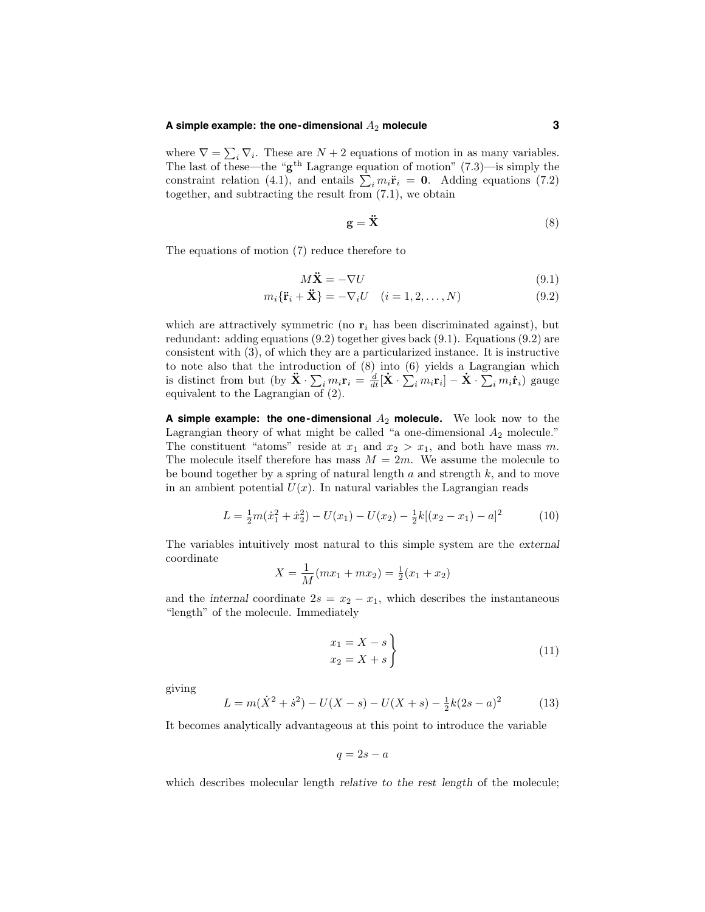where $\nabla = \sum_i \nabla_i$. These are $N+2$ equations of motion in as many variables. The last of these—the "$\mathbf{g}^{\text{th}}$ Lagrange equation of motion" (7.3)—is simply the constraint relation (4.1), and entails $\sum_i m_i \ddot{\mathbf{r}}_i = \mathbf{0}$. Adding equations (7.2) together, and subtracting the result from (7.1), we obtain

$$\mathbf{g} = \ddot{\mathbf{X}} \tag{8}$$

The equations of motion (7) reduce therefore to

$$M\ddot{\mathbf{X}} = -\nabla U \tag{9.1}$$

$$m_i\{\ddot{\mathbf{r}}_i + \ddot{\mathbf{X}}\} = -\nabla_i U \quad (i = 1, 2, \ldots, N) \tag{9.2}$$

which are attractively symmetric (no $\mathbf{r}_i$ has been discriminated against), but redundant: adding equations (9.2) together gives back (9.1). Equations (9.2) are consistent with (3), of which they are a particularized instance. It is instructive to note also that the introduction of (8) into (6) yields a Lagrangian which is distinct from but (by $\ddot{\mathbf{X}} \cdot \sum_i m_i \mathbf{r}_i = \frac{d}{dt}[\dot{\mathbf{X}} \cdot \sum_i m_i \mathbf{r}_i] - \dot{\mathbf{X}} \cdot \sum_i m_i \dot{\mathbf{r}}_i$) gauge equivalent to the Lagrangian of (2).

**A simple example: the one-dimensional $A_2$ molecule.** We look now to the Lagrangian theory of what might be called "a one-dimensional $A_2$ molecule." The constituent "atoms" reside at $x_1$ and $x_2 > x_1$, and both have mass $m$. The molecule itself therefore has mass $M = 2m$. We assume the molecule to be bound together by a spring of natural length $a$ and strength $k$, and to move in an ambient potential $U(x)$. In natural variables the Lagrangian reads

$$L = \tfrac{1}{2}m(\dot{x}_1^2 + \dot{x}_2^2) - U(x_1) - U(x_2) - \tfrac{1}{2}k[(x_2 - x_1) - a]^2 \tag{10}$$

The variables intuitively most natural to this simple system are the *external* coordinate

$$X = \frac{1}{M}(mx_1 + mx_2) = \tfrac{1}{2}(x_1 + x_2)$$

and the *internal* coordinate $2s = x_2 - x_1$, which describes the instantaneous "length" of the molecule. Immediately

$$\left.\begin{aligned} x_1 &= X - s \\ x_2 &= X + s \end{aligned}\right\} \tag{11}$$

giving

$$L = m(\dot{X}^2 + \dot{s}^2) - U(X - s) - U(X + s) - \tfrac{1}{2}k(2s - a)^2 \tag{13}$$

It becomes analytically advantageous at this point to introduce the variable

$$q = 2s - a$$

which describes molecular length *relative to the rest length* of the molecule;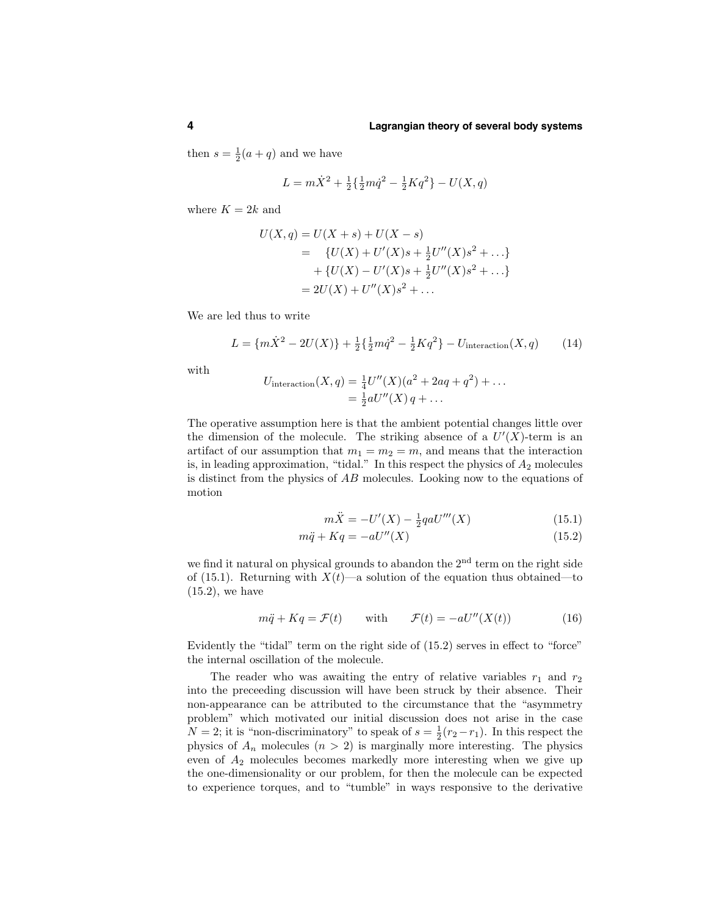then $s = \frac{1}{2}(a + q)$ and we have

$$L = m\dot{X}^2 + \tfrac{1}{2}\{\tfrac{1}{2}m\dot{q}^2 - \tfrac{1}{2}Kq^2\} - U(X, q)$$

where $K = 2k$ and

$$\begin{aligned}
U(X, q) &= U(X + s) + U(X - s) \\
&= \quad \{U(X) + U'(X)s + \tfrac{1}{2}U''(X)s^2 + \ldots\} \\
&\quad + \{U(X) - U'(X)s + \tfrac{1}{2}U''(X)s^2 + \ldots\} \\
&= 2U(X) + U''(X)s^2 + \ldots
\end{aligned}$$

We are led thus to write

$$L = \{m\dot{X}^2 - 2U(X)\} + \tfrac{1}{2}\{\tfrac{1}{2}m\dot{q}^2 - \tfrac{1}{2}Kq^2\} - U_{\text{interaction}}(X, q) \tag{14}$$

with

$$\begin{aligned}
U_{\text{interaction}}(X, q) &= \tfrac{1}{4}U''(X)(a^2 + 2aq + q^2) + \ldots \\
&= \tfrac{1}{2}aU''(X)\,q + \ldots
\end{aligned}$$

The operative assumption here is that the ambient potential changes little over the dimension of the molecule. The striking absence of a $U'(X)$-term is an artifact of our assumption that $m_1 = m_2 = m$, and means that the interaction is, in leading approximation, "tidal." In this respect the physics of $A_2$ molecules is distinct from the physics of $AB$ molecules. Looking now to the equations of motion

$$m\ddot{X} = -U'(X) - \tfrac{1}{2}qaU'''(X) \tag{15.1}$$

$$m\ddot{q} + Kq = -aU''(X) \tag{15.2}$$

we find it natural on physical grounds to abandon the 2nd term on the right side of (15.1). Returning with $X(t)$—a solution of the equation thus obtained—to (15.2), we have

$$m\ddot{q} + Kq = \mathcal{F}(t) \qquad \text{with} \qquad \mathcal{F}(t) = -aU''(X(t)) \tag{16}$$

Evidently the "tidal" term on the right side of (15.2) serves in effect to "force" the internal oscillation of the molecule.

The reader who was awaiting the entry of relative variables $r_1$ and $r_2$ into the preceeding discussion will have been struck by their absence. Their non-appearance can be attributed to the circumstance that the "asymmetry problem" which motivated our initial discussion does not arise in the case $N = 2$; it is "non-discriminatory" to speak of $s = \frac{1}{2}(r_2 - r_1)$. In this respect the physics of $A_n$ molecules ($n > 2$) is marginally more interesting. The physics even of $A_2$ molecules becomes markedly more interesting when we give up the one-dimensionality or our problem, for then the molecule can be expected to experience torques, and to "tumble" in ways responsive to the derivative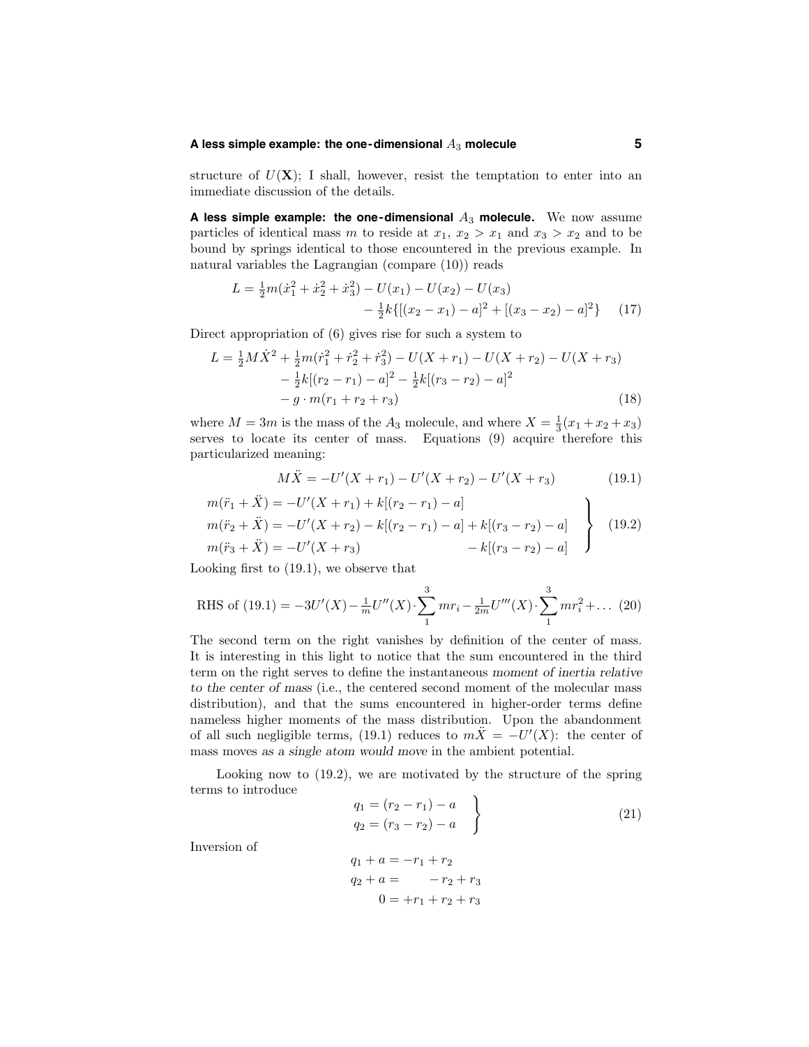structure of $U(\mathbf{X})$; I shall, however, resist the temptation to enter into an immediate discussion of the details.

**A less simple example: the one-dimensional $A_3$ molecule.** We now assume particles of identical mass $m$ to reside at $x_1$, $x_2 > x_1$ and $x_3 > x_2$ and to be bound by springs identical to those encountered in the previous example. In natural variables the Lagrangian (compare (10)) reads

$$L = \tfrac{1}{2}m(\dot{x}_1^2 + \dot{x}_2^2 + \dot{x}_3^2) - U(x_1) - U(x_2) - U(x_3) - \tfrac{1}{2}k\{[(x_2 - x_1) - a]^2 + [(x_3 - x_2) - a]^2\} \tag{17}$$

Direct appropriation of (6) gives rise for such a system to

$$\begin{aligned} L = \tfrac{1}{2}M\dot{X}^2 &+ \tfrac{1}{2}m(\dot{r}_1^2 + \dot{r}_2^2 + \dot{r}_3^2) - U(X + r_1) - U(X + r_2) - U(X + r_3) \\ &- \tfrac{1}{2}k[(r_2 - r_1) - a]^2 - \tfrac{1}{2}k[(r_3 - r_2) - a]^2 \\ &- g\cdot m(r_1 + r_2 + r_3) \end{aligned} \tag{18}$$

where $M = 3m$ is the mass of the $A_3$ molecule, and where $X = \frac{1}{3}(x_1 + x_2 + x_3)$ serves to locate its center of mass. Equations (9) acquire therefore this particularized meaning:

$$M\ddot{X} = -U'(X + r_1) - U'(X + r_2) - U'(X + r_3) \tag{19.1}$$

$$\left.\begin{aligned} m(\ddot{r}_1 + \ddot{X}) &= -U'(X + r_1) + k[(r_2 - r_1) - a] \\ m(\ddot{r}_2 + \ddot{X}) &= -U'(X + r_2) - k[(r_2 - r_1) - a] + k[(r_3 - r_2) - a] \\ m(\ddot{r}_3 + \ddot{X}) &= -U'(X + r_3) \qquad\qquad\qquad\quad - k[(r_3 - r_2) - a] \end{aligned}\right\} \tag{19.2}$$

Looking first to (19.1), we observe that

$$\text{RHS of (19.1)} = -3U'(X) - \tfrac{1}{m}U''(X)\cdot\sum_1^3 mr_i - \tfrac{1}{2m}U'''(X)\cdot\sum_1^3 mr_i^2 + \ldots \tag{20}$$

The second term on the right vanishes by definition of the center of mass. It is interesting in this light to notice that the sum encountered in the third term on the right serves to define the instantaneous *moment of inertia relative to the center of mass* (i.e., the centered second moment of the molecular mass distribution), and that the sums encountered in higher-order terms define nameless higher moments of the mass distribution. Upon the abandonment of all such negligible terms, (19.1) reduces to $m\ddot{X} = -U'(X)$: the center of mass moves *as a single atom would move* in the ambient potential.

Looking now to (19.2), we are motivated by the structure of the spring terms to introduce

$$\left.\begin{aligned} q_1 &= (r_2 - r_1) - a \\ q_2 &= (r_3 - r_2) - a \end{aligned}\right\} \tag{21}$$

Inversion of

$$\begin{aligned} q_1 + a &= -r_1 + r_2 \\ q_2 + a &= \qquad\; - r_2 + r_3 \\ 0 &= +r_1 + r_2 + r_3 \end{aligned}$$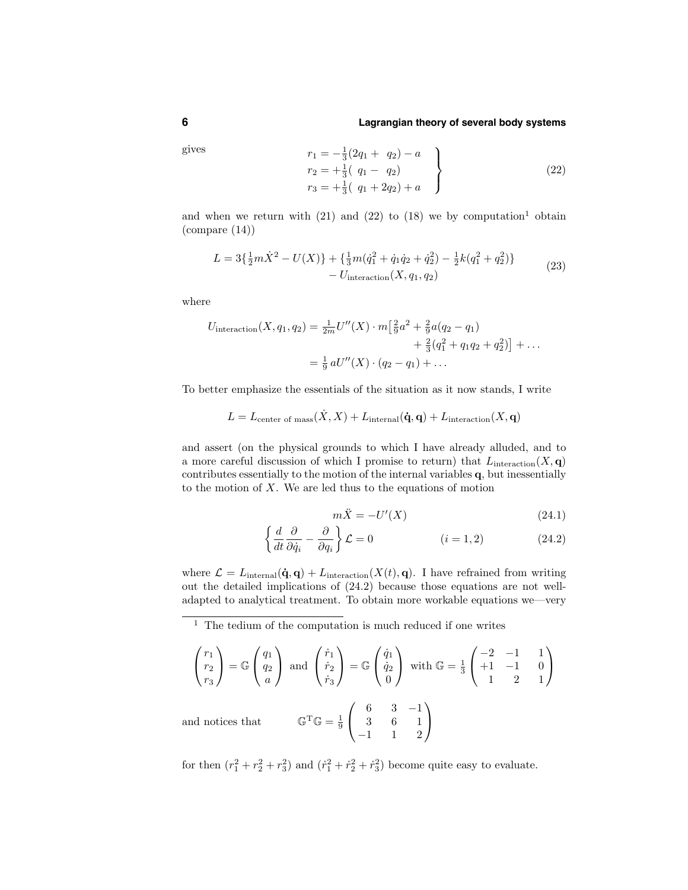gives

$$
\left.
\begin{aligned}
r_1 &= -\tfrac{1}{3}(2q_1 + \ \ q_2) - a \\
r_2 &= +\tfrac{1}{3}(\ \ q_1 - \ \ q_2) \\
r_3 &= +\tfrac{1}{3}(\ \ q_1 + 2q_2) + a
\end{aligned}
\right\} \tag{22}
$$

and when we return with (21) and (22) to (18) we by computation[1] obtain (compare (14))

$$
\begin{aligned}
L = 3\{\tfrac{1}{2}m\dot{X}^2 - U(X)\} + \{\tfrac{1}{3}m(\dot{q}_1^2 + \dot{q}_1\dot{q}_2 + \dot{q}_2^2) - \tfrac{1}{2}k(q_1^2 + q_2^2)\}& \\
- U_{\text{interaction}}(X, q_1, q_2)&
\end{aligned} \tag{23}
$$

where

$$
\begin{aligned}
U_{\text{interaction}}(X, q_1, q_2) &= \tfrac{1}{2m}U''(X)\cdot m\big[\tfrac{2}{9}a^2 + \tfrac{2}{9}a(q_2 - q_1) \\
&\qquad\qquad + \tfrac{2}{3}(q_1^2 + q_1q_2 + q_2^2)\big] + \ldots \\
&= \tfrac{1}{9}\,aU''(X)\cdot(q_2 - q_1) + \ldots
\end{aligned}
$$

To better emphasize the essentials of the situation as it now stands, I write

$$
L = L_{\text{center of mass}}(\dot{X}, X) + L_{\text{internal}}(\dot{\mathbf{q}}, \mathbf{q}) + L_{\text{interaction}}(X, \mathbf{q})
$$

and assert (on the physical grounds to which I have already alluded, and to a more careful discussion of which I promise to return) that $L_{\text{interaction}}(X, \mathbf{q})$ contributes essentially to the motion of the internal variables $\mathbf{q}$, but inessentially to the motion of $X$. We are led thus to the equations of motion

$$
m\ddot{X} = -U'(X) \tag{24.1}
$$

$$
\left\{\frac{d}{dt}\frac{\partial}{\partial \dot{q}_i} - \frac{\partial}{\partial q_i}\right\}\mathcal{L} = 0 \qquad\qquad (i = 1, 2) \tag{24.2}
$$

where $\mathcal{L} = L_{\text{internal}}(\dot{\mathbf{q}}, \mathbf{q}) + L_{\text{interaction}}(X(t), \mathbf{q})$. I have refrained from writing out the detailed implications of (24.2) because those equations are not well-adapted to analytical treatment. To obtain more workable equations we—very

---

[1] The tedium of the computation is much reduced if one writes

$$
\begin{pmatrix} r_1 \\ r_2 \\ r_3 \end{pmatrix} = \mathbb{G}\begin{pmatrix} q_1 \\ q_2 \\ a \end{pmatrix} \text{ and } \begin{pmatrix} \dot{r}_1 \\ \dot{r}_2 \\ \dot{r}_3 \end{pmatrix} = \mathbb{G}\begin{pmatrix} \dot{q}_1 \\ \dot{q}_2 \\ 0 \end{pmatrix} \text{ with } \mathbb{G} = \tfrac{1}{3}\begin{pmatrix} -2 & -1 & 1 \\ +1 & -1 & 0 \\ 1 & 2 & 1 \end{pmatrix}
$$

and notices that
$$
\mathbb{G}^{\mathrm{T}}\mathbb{G} = \tfrac{1}{9}\begin{pmatrix} 6 & 3 & -1 \\ 3 & 6 & 1 \\ -1 & 1 & 2 \end{pmatrix}
$$

for then $(r_1^2 + r_2^2 + r_3^2)$ and $(\dot{r}_1^2 + \dot{r}_2^2 + \dot{r}_3^2)$ become quite easy to evaluate.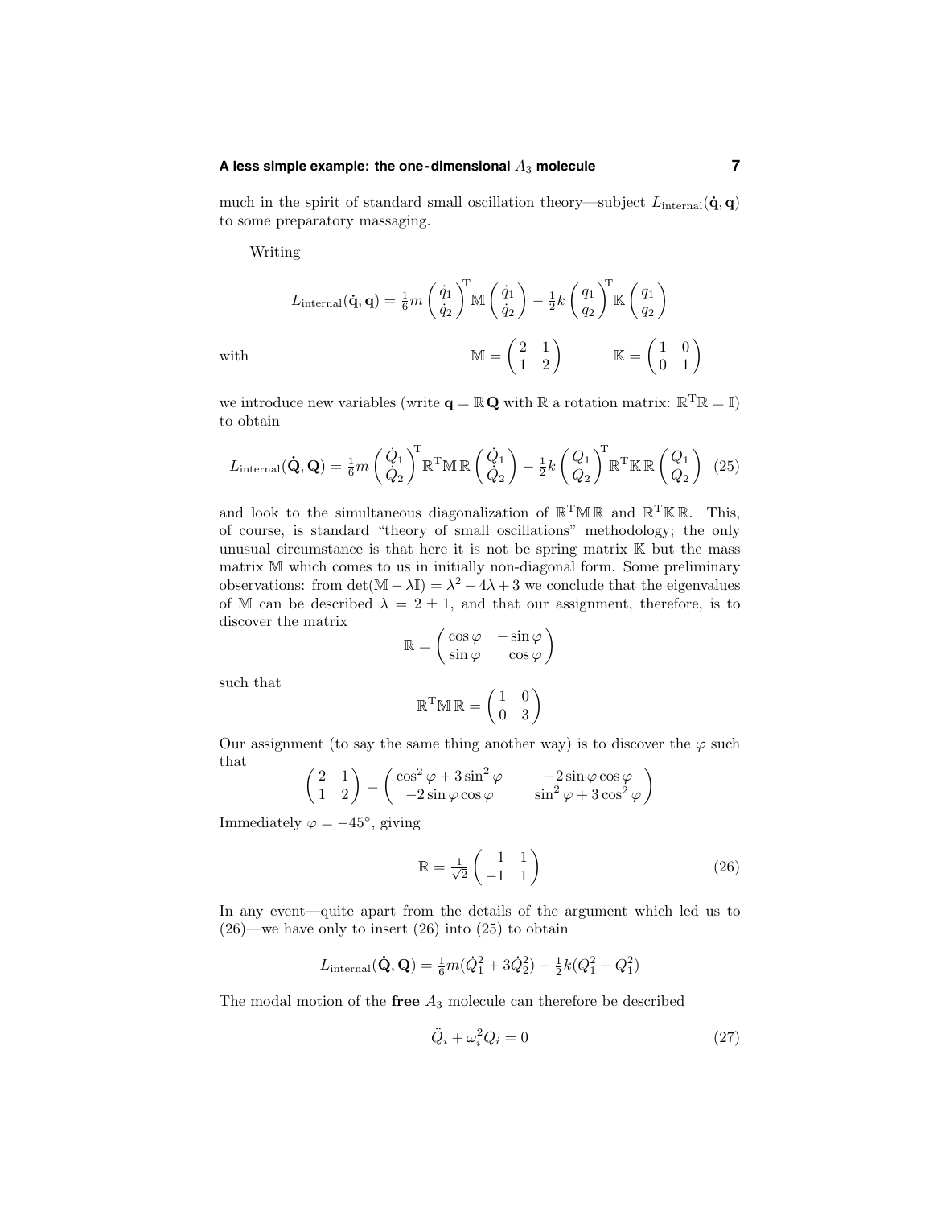much in the spirit of standard small oscillation theory—subject $L_{\text{internal}}(\dot{\mathbf{q}}, \mathbf{q})$ to some preparatory massaging.

Writing

$$L_{\text{internal}}(\dot{\mathbf{q}}, \mathbf{q}) = \tfrac{1}{6}m \begin{pmatrix} \dot{q}_1 \\ \dot{q}_2 \end{pmatrix}^{\!\text{T}} \mathbb{M} \begin{pmatrix} \dot{q}_1 \\ \dot{q}_2 \end{pmatrix} - \tfrac{1}{2}k \begin{pmatrix} q_1 \\ q_2 \end{pmatrix}^{\!\text{T}} \mathbb{K} \begin{pmatrix} q_1 \\ q_2 \end{pmatrix}$$

with

$$\mathbb{M} = \begin{pmatrix} 2 & 1 \\ 1 & 2 \end{pmatrix} \qquad \mathbb{K} = \begin{pmatrix} 1 & 0 \\ 0 & 1 \end{pmatrix}$$

we introduce new variables (write $\mathbf{q} = \mathbb{R}\,\mathbf{Q}$ with $\mathbb{R}$ a rotation matrix: $\mathbb{R}^{\text{T}}\mathbb{R} = \mathbb{I}$) to obtain

$$L_{\text{internal}}(\dot{\mathbf{Q}}, \mathbf{Q}) = \tfrac{1}{6}m \begin{pmatrix} \dot{Q}_1 \\ \dot{Q}_2 \end{pmatrix}^{\!\text{T}} \mathbb{R}^{\text{T}}\mathbb{M}\,\mathbb{R} \begin{pmatrix} \dot{Q}_1 \\ \dot{Q}_2 \end{pmatrix} - \tfrac{1}{2}k \begin{pmatrix} Q_1 \\ Q_2 \end{pmatrix}^{\!\text{T}} \mathbb{R}^{\text{T}}\mathbb{K}\,\mathbb{R} \begin{pmatrix} Q_1 \\ Q_2 \end{pmatrix} \tag{25}$$

and look to the simultaneous diagonalization of $\mathbb{R}^{\text{T}}\mathbb{M}\,\mathbb{R}$ and $\mathbb{R}^{\text{T}}\mathbb{K}\,\mathbb{R}$. This, of course, is standard "theory of small oscillations" methodology; the only unusual circumstance is that here it is not be spring matrix $\mathbb{K}$ but the mass matrix $\mathbb{M}$ which comes to us in initially non-diagonal form. Some preliminary observations: from $\det(\mathbb{M} - \lambda\mathbb{I}) = \lambda^2 - 4\lambda + 3$ we conclude that the eigenvalues of $\mathbb{M}$ can be described $\lambda = 2 \pm 1$, and that our assignment, therefore, is to discover the matrix

$$\mathbb{R} = \begin{pmatrix} \cos\varphi & -\sin\varphi \\ \sin\varphi & \cos\varphi \end{pmatrix}$$

such that

$$\mathbb{R}^{\text{T}}\mathbb{M}\,\mathbb{R} = \begin{pmatrix} 1 & 0 \\ 0 & 3 \end{pmatrix}$$

Our assignment (to say the same thing another way) is to discover the $\varphi$ such that

$$\begin{pmatrix} 2 & 1 \\ 1 & 2 \end{pmatrix} = \begin{pmatrix} \cos^2\varphi + 3\sin^2\varphi & -2\sin\varphi\cos\varphi \\ -2\sin\varphi\cos\varphi & \sin^2\varphi + 3\cos^2\varphi \end{pmatrix}$$

Immediately $\varphi = -45°$, giving

$$\mathbb{R} = \tfrac{1}{\sqrt{2}} \begin{pmatrix} 1 & 1 \\ -1 & 1 \end{pmatrix} \tag{26}$$

In any event—quite apart from the details of the argument which led us to (26)—we have only to insert (26) into (25) to obtain

$$L_{\text{internal}}(\dot{\mathbf{Q}}, \mathbf{Q}) = \tfrac{1}{6}m(\dot{Q}_1^2 + 3\dot{Q}_2^2) - \tfrac{1}{2}k(Q_1^2 + Q_1^2)$$

The modal motion of the **free** $A_3$ molecule can therefore be described

$$\ddot{Q}_i + \omega_i^2 Q_i = 0 \tag{27}$$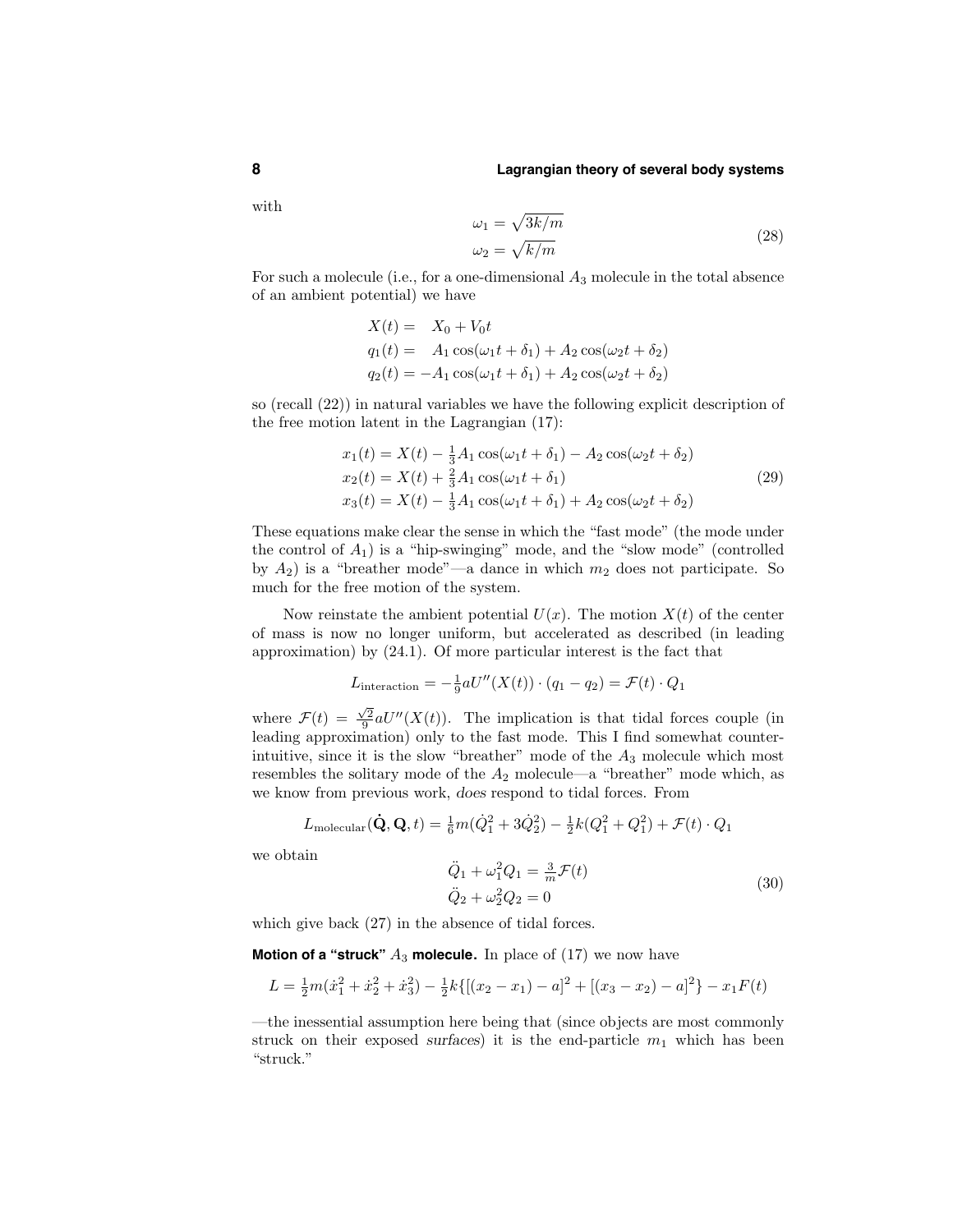with

$$
\begin{aligned}
\omega_1 &= \sqrt{3k/m} \\
\omega_2 &= \sqrt{k/m}
\end{aligned}
\tag{28}
$$

For such a molecule (i.e., for a one-dimensional $A_3$ molecule in the total absence of an ambient potential) we have

$$
\begin{aligned}
X(t) &= \quad X_0 + V_0 t \\
q_1(t) &= \quad A_1\cos(\omega_1 t + \delta_1) + A_2\cos(\omega_2 t + \delta_2) \\
q_2(t) &= -A_1\cos(\omega_1 t + \delta_1) + A_2\cos(\omega_2 t + \delta_2)
\end{aligned}
$$

so (recall (22)) in natural variables we have the following explicit description of the free motion latent in the Lagrangian (17):

$$
\begin{aligned}
x_1(t) &= X(t) - \tfrac{1}{3}A_1\cos(\omega_1 t + \delta_1) - A_2\cos(\omega_2 t + \delta_2) \\
x_2(t) &= X(t) + \tfrac{2}{3}A_1\cos(\omega_1 t + \delta_1) \\
x_3(t) &= X(t) - \tfrac{1}{3}A_1\cos(\omega_1 t + \delta_1) + A_2\cos(\omega_2 t + \delta_2)
\end{aligned}
\tag{29}
$$

These equations make clear the sense in which the "fast mode" (the mode under the control of $A_1$) is a "hip-swinging" mode, and the "slow mode" (controlled by $A_2$) is a "breather mode"—a dance in which $m_2$ does not participate. So much for the free motion of the system.

Now reinstate the ambient potential $U(x)$. The motion $X(t)$ of the center of mass is now no longer uniform, but accelerated as described (in leading approximation) by (24.1). Of more particular interest is the fact that

$$
L_{\text{interaction}} = -\tfrac{1}{9}aU''(X(t))\cdot(q_1 - q_2) = \mathcal{F}(t)\cdot Q_1
$$

where $\mathcal{F}(t) = \frac{\sqrt{2}}{9}aU''(X(t))$. The implication is that tidal forces couple (in leading approximation) only to the fast mode. This I find somewhat counter-intuitive, since it is the slow "breather" mode of the $A_3$ molecule which most resembles the solitary mode of the $A_2$ molecule—a "breather" mode which, as we know from previous work, *does* respond to tidal forces. From

$$
L_{\text{molecular}}(\dot{\mathbf{Q}}, \mathbf{Q}, t) = \tfrac{1}{6}m(\dot{Q}_1^2 + 3\dot{Q}_2^2) - \tfrac{1}{2}k(Q_1^2 + Q_1^2) + \mathcal{F}(t)\cdot Q_1
$$

we obtain

$$
\begin{aligned}
\ddot{Q}_1 + \omega_1^2 Q_1 &= \tfrac{3}{m}\mathcal{F}(t) \\
\ddot{Q}_2 + \omega_2^2 Q_2 &= 0
\end{aligned}
\tag{30}
$$

which give back (27) in the absence of tidal forces.

**Motion of a "struck" $A_3$ molecule.** In place of (17) we now have

$$
L = \tfrac{1}{2}m(\dot{x}_1^2 + \dot{x}_2^2 + \dot{x}_3^2) - \tfrac{1}{2}k\{[(x_2 - x_1) - a]^2 + [(x_3 - x_2) - a]^2\} - x_1 F(t)
$$

—the inessential assumption here being that (since objects are most commonly struck on their exposed *surfaces*) it is the end-particle $m_1$ which has been "struck."